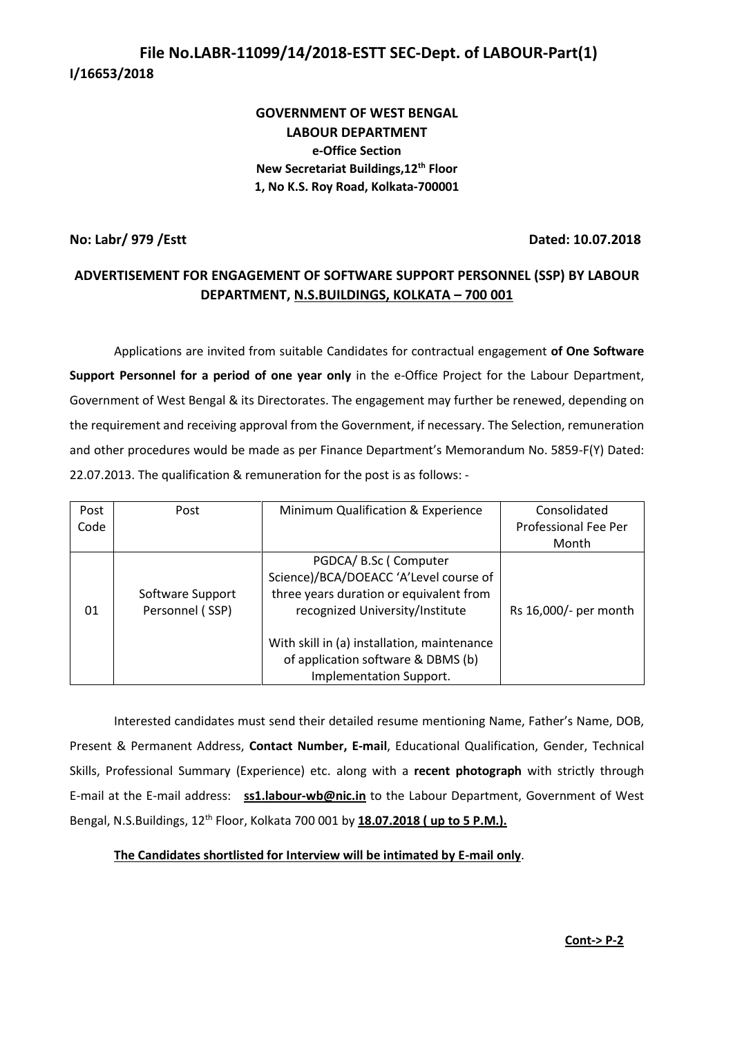# File No.LABR-11099/14/2018-ESTT SEC-Dept. of LABOUR-Part(1)

**I/16653/2018**

**GOVERNMENT OF WEST BENGAL**
**LABOUR DEPARTMENT**
**e-Office Section**
**New Secretariat Buildings,12th Floor**
**1, No K.S. Roy Road, Kolkata-700001**

**No: Labr/ 979 /Estt** **Dated: 10.07.2018**

## ADVERTISEMENT FOR ENGAGEMENT OF SOFTWARE SUPPORT PERSONNEL (SSP) BY LABOUR DEPARTMENT, N.S.BUILDINGS, KOLKATA – 700 001

Applications are invited from suitable Candidates for contractual engagement **of One Software Support Personnel for a period of one year only** in the e-Office Project for the Labour Department, Government of West Bengal & its Directorates. The engagement may further be renewed, depending on the requirement and receiving approval from the Government, if necessary. The Selection, remuneration and other procedures would be made as per Finance Department's Memorandum No. 5859-F(Y) Dated: 22.07.2013. The qualification & remuneration for the post is as follows: -

| Post Code | Post | Minimum Qualification & Experience | Consolidated Professional Fee Per Month |
|---|---|---|---|
| 01 | Software Support Personnel ( SSP) | PGDCA/ B.Sc ( Computer Science)/BCA/DOEACC 'A'Level course of three years duration or equivalent from recognized University/Institute<br><br>With skill in (a) installation, maintenance of application software & DBMS (b) Implementation Support. | Rs 16,000/- per month |

Interested candidates must send their detailed resume mentioning Name, Father's Name, DOB, Present & Permanent Address, **Contact Number, E-mail**, Educational Qualification, Gender, Technical Skills, Professional Summary (Experience) etc. along with a **recent photograph** with strictly through E-mail at the E-mail address: **ss1.labour-wb@nic.in** to the Labour Department, Government of West Bengal, N.S.Buildings, 12th Floor, Kolkata 700 001 by **18.07.2018 ( up to 5 P.M.).**

**The Candidates shortlisted for Interview will be intimated by E-mail only**.

**Cont-> P-2**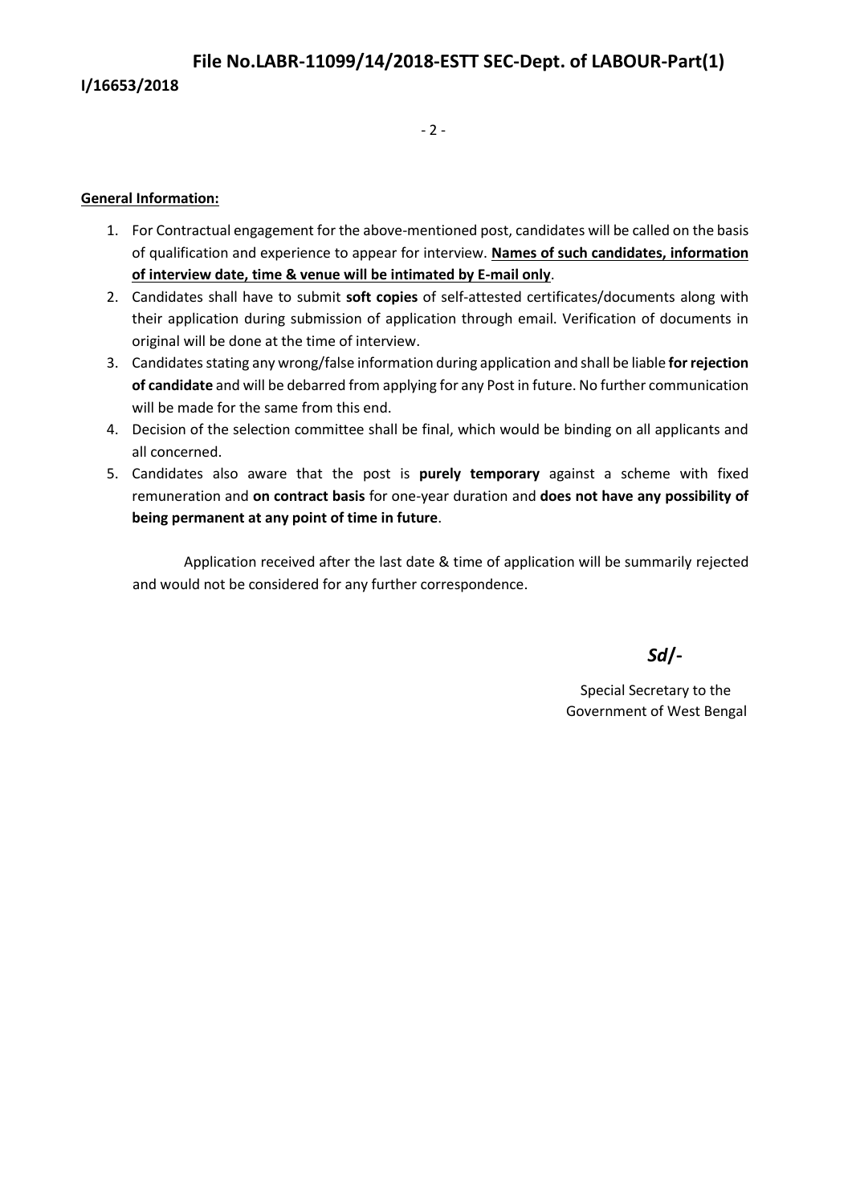**General Information:**

1. For Contractual engagement for the above-mentioned post, candidates will be called on the basis of qualification and experience to appear for interview. **Names of such candidates, information of interview date, time & venue will be intimated by E-mail only**.
2. Candidates shall have to submit **soft copies** of self-attested certificates/documents along with their application during submission of application through email. Verification of documents in original will be done at the time of interview.
3. Candidates stating any wrong/false information during application and shall be liable **for rejection of candidate** and will be debarred from applying for any Post in future. No further communication will be made for the same from this end.
4. Decision of the selection committee shall be final, which would be binding on all applicants and all concerned.
5. Candidates also aware that the post is **purely temporary** against a scheme with fixed remuneration and **on contract basis** for one-year duration and **does not have any possibility of being permanent at any point of time in future**.

Application received after the last date & time of application will be summarily rejected and would not be considered for any further correspondence.

***Sd/-***

Special Secretary to the
Government of West Bengal